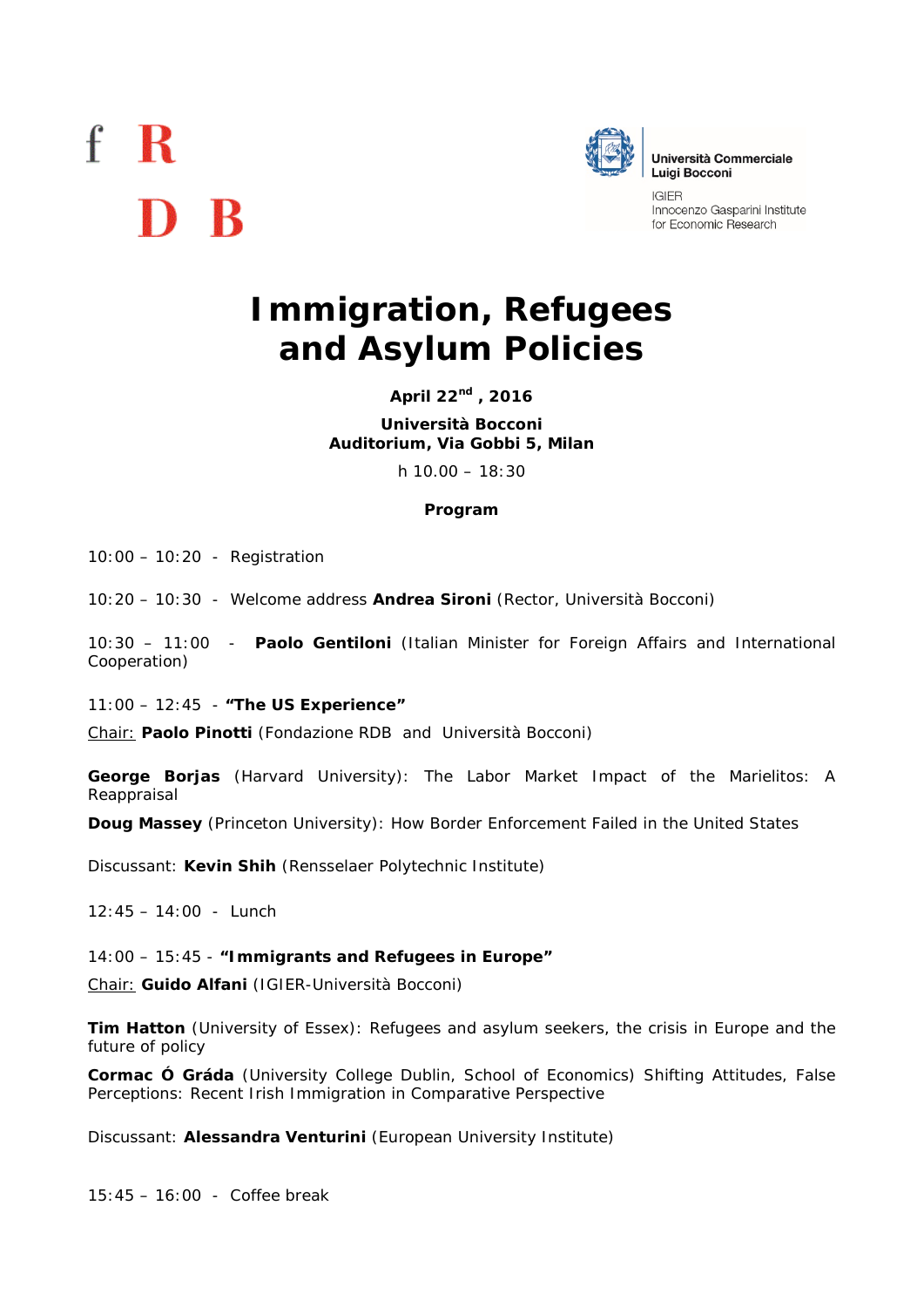f R

D B

Università Commerciale Luigi Bocconi

IGIER
Innocenzo Gasparini Institute for Economic Research

# Immigration, Refugees and Asylum Policies

**April 22nd , 2016**

**Università Bocconi**
**Auditorium, Via Gobbi 5, Milan**

h 10.00 – 18:30

**Program**

10:00 – 10:20 - Registration

10:20 – 10:30 - Welcome address **Andrea Sironi** (Rector, Università Bocconi)

10:30 – 11:00 - **Paolo Gentiloni** (Italian Minister for Foreign Affairs and International Cooperation)

11:00 – 12:45 - **"The US Experience"**

Chair: **Paolo Pinotti** (Fondazione RDB and Università Bocconi)

**George Borjas** (Harvard University): The Labor Market Impact of the Marielitos: A Reappraisal

**Doug Massey** (Princeton University): How Border Enforcement Failed in the United States

Discussant: **Kevin Shih** (Rensselaer Polytechnic Institute)

12:45 – 14:00 - Lunch

14:00 – 15:45 - **"Immigrants and Refugees in Europe"**

Chair: **Guido Alfani** (IGIER-Università Bocconi)

**Tim Hatton** (University of Essex): Refugees and asylum seekers, the crisis in Europe and the future of policy

**Cormac Ó Gráda** (University College Dublin, School of Economics) Shifting Attitudes, False Perceptions: Recent Irish Immigration in Comparative Perspective

Discussant: **Alessandra Venturini** (European University Institute)

15:45 – 16:00 - Coffee break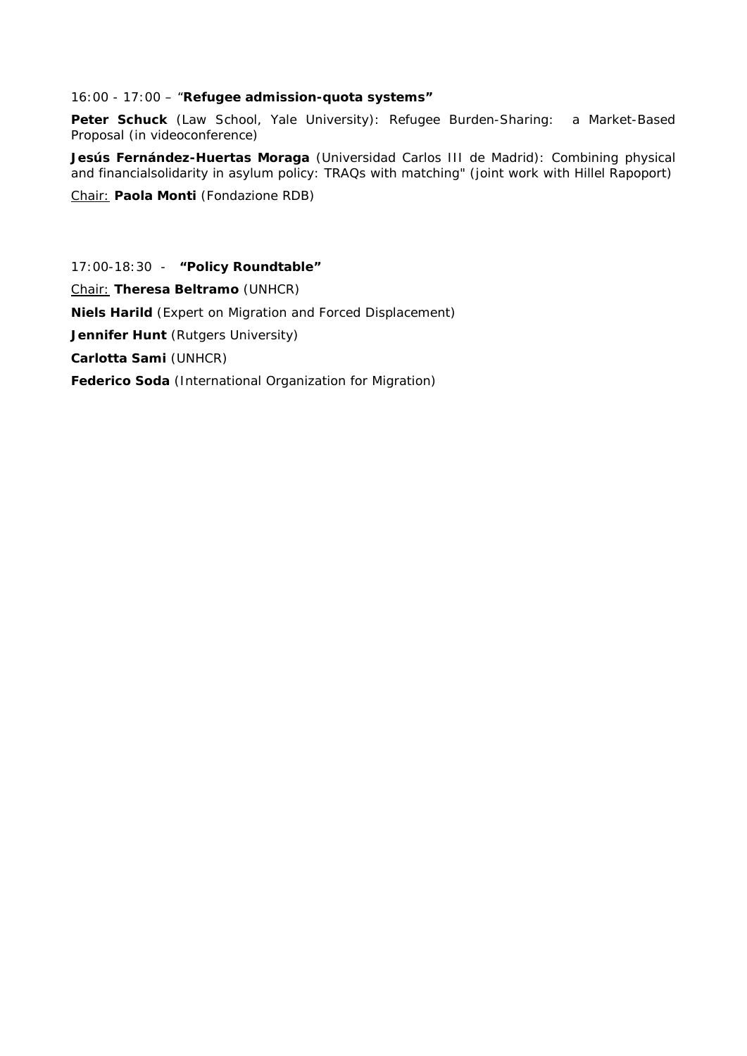16:00 - 17:00 – "**Refugee admission-quota systems"**

**Peter Schuck** (Law School, Yale University): Refugee Burden-Sharing: a Market-Based Proposal (in videoconference)

**Jesús Fernández-Huertas Moraga** (Universidad Carlos III de Madrid): Combining physical and financialsolidarity in asylum policy: TRAQs with matching" (joint work with Hillel Rapoport)

Chair: **Paola Monti** (Fondazione RDB)

17:00-18:30 - **"Policy Roundtable"**

Chair: **Theresa Beltramo** (UNHCR)

**Niels Harild** (Expert on Migration and Forced Displacement)

**Jennifer Hunt** (Rutgers University)

**Carlotta Sami** (UNHCR)

**Federico Soda** (International Organization for Migration)